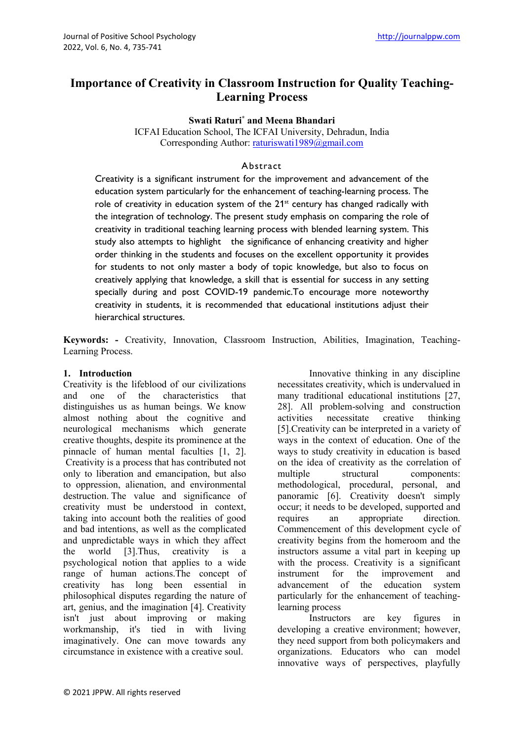# Importance of Creativity in Classroom Instruction for Quality Teaching-Learning Process

**Swati Raturi* and Meena Bhandari**

ICFAI Education School, The ICFAI University, Dehradun, India

Corresponding Author: raturiswati1989@gmail.com

## Abstract

Creativity is a significant instrument for the improvement and advancement of the education system particularly for the enhancement of teaching-learning process. The role of creativity in education system of the 21st century has changed radically with the integration of technology. The present study emphasis on comparing the role of creativity in traditional teaching learning process with blended learning system. This study also attempts to highlight the significance of enhancing creativity and higher order thinking in the students and focuses on the excellent opportunity it provides for students to not only master a body of topic knowledge, but also to focus on creatively applying that knowledge, a skill that is essential for success in any setting specially during and post COVID-19 pandemic.To encourage more noteworthy creativity in students, it is recommended that educational institutions adjust their hierarchical structures.

**Keywords: -** Creativity, Innovation, Classroom Instruction, Abilities, Imagination, Teaching-Learning Process.

## 1. Introduction

Creativity is the lifeblood of our civilizations and one of the characteristics that distinguishes us as human beings. We know almost nothing about the cognitive and neurological mechanisms which generate creative thoughts, despite its prominence at the pinnacle of human mental faculties [1, 2]. Creativity is a process that has contributed not only to liberation and emancipation, but also to oppression, alienation, and environmental destruction. The value and significance of creativity must be understood in context, taking into account both the realities of good and bad intentions, as well as the complicated and unpredictable ways in which they affect the world [3].Thus, creativity is a psychological notion that applies to a wide range of human actions.The concept of creativity has long been essential in philosophical disputes regarding the nature of art, genius, and the imagination [4]. Creativity isn't just about improving or making workmanship, it's tied in with living imaginatively. One can move towards any circumstance in existence with a creative soul.

Innovative thinking in any discipline necessitates creativity, which is undervalued in many traditional educational institutions [27, 28]. All problem-solving and construction activities necessitate creative thinking [5].Creativity can be interpreted in a variety of ways in the context of education. One of the ways to study creativity in education is based on the idea of creativity as the correlation of multiple structural components: methodological, procedural, personal, and panoramic [6]. Creativity doesn't simply occur; it needs to be developed, supported and requires an appropriate direction. Commencement of this development cycle of creativity begins from the homeroom and the instructors assume a vital part in keeping up with the process. Creativity is a significant instrument for the improvement and advancement of the education system particularly for the enhancement of teaching-learning process

Instructors are key figures in developing a creative environment; however, they need support from both policymakers and organizations. Educators who can model innovative ways of perspectives, playfully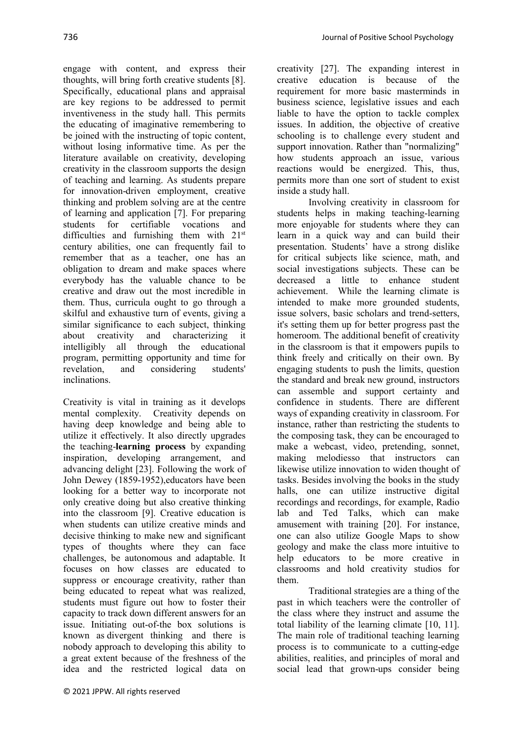engage with content, and express their thoughts, will bring forth creative students [8]. Specifically, educational plans and appraisal are key regions to be addressed to permit inventiveness in the study hall. This permits the educating of imaginative remembering to be joined with the instructing of topic content, without losing informative time. As per the literature available on creativity, developing creativity in the classroom supports the design of teaching and learning. As students prepare for innovation-driven employment, creative thinking and problem solving are at the centre of learning and application [7]. For preparing students for certifiable vocations and difficulties and furnishing them with 21st century abilities, one can frequently fail to remember that as a teacher, one has an obligation to dream and make spaces where everybody has the valuable chance to be creative and draw out the most incredible in them. Thus, curricula ought to go through a skilful and exhaustive turn of events, giving a similar significance to each subject, thinking about creativity and characterizing it intelligibly all through the educational program, permitting opportunity and time for revelation, and considering students' inclinations.

Creativity is vital in training as it develops mental complexity. Creativity depends on having deep knowledge and being able to utilize it effectively. It also directly upgrades the teaching-**learning process** by expanding inspiration, developing arrangement, and advancing delight [23]. Following the work of John Dewey (1859-1952),educators have been looking for a better way to incorporate not only creative doing but also creative thinking into the classroom [9]. Creative education is when students can utilize creative minds and decisive thinking to make new and significant types of thoughts where they can face challenges, be autonomous and adaptable. It focuses on how classes are educated to suppress or encourage creativity, rather than being educated to repeat what was realized, students must figure out how to foster their capacity to track down different answers for an issue. Initiating out-of-the box solutions is known as divergent thinking and there is nobody approach to developing this ability to a great extent because of the freshness of the idea and the restricted logical data on creativity [27]. The expanding interest in creative education is because of the requirement for more basic masterminds in business science, legislative issues and each liable to have the option to tackle complex issues. In addition, the objective of creative schooling is to challenge every student and support innovation. Rather than "normalizing" how students approach an issue, various reactions would be energized. This, thus, permits more than one sort of student to exist inside a study hall.

Involving creativity in classroom for students helps in making teaching-learning more enjoyable for students where they can learn in a quick way and can build their presentation. Students' have a strong dislike for critical subjects like science, math, and social investigations subjects. These can be decreased a little to enhance student achievement. While the learning climate is intended to make more grounded students, issue solvers, basic scholars and trend-setters, it's setting them up for better progress past the homeroom. The additional benefit of creativity in the classroom is that it empowers pupils to think freely and critically on their own. By engaging students to push the limits, question the standard and break new ground, instructors can assemble and support certainty and confidence in students. There are different ways of expanding creativity in classroom. For instance, rather than restricting the students to the composing task, they can be encouraged to make a webcast, video, pretending, sonnet, making melodiesso that instructors can likewise utilize innovation to widen thought of tasks. Besides involving the books in the study halls, one can utilize instructive digital recordings and recordings, for example, Radio lab and Ted Talks, which can make amusement with training [20]. For instance, one can also utilize Google Maps to show geology and make the class more intuitive to help educators to be more creative in classrooms and hold creativity studios for them.

Traditional strategies are a thing of the past in which teachers were the controller of the class where they instruct and assume the total liability of the learning climate [10, 11]. The main role of traditional teaching learning process is to communicate to a cutting-edge abilities, realities, and principles of moral and social lead that grown-ups consider being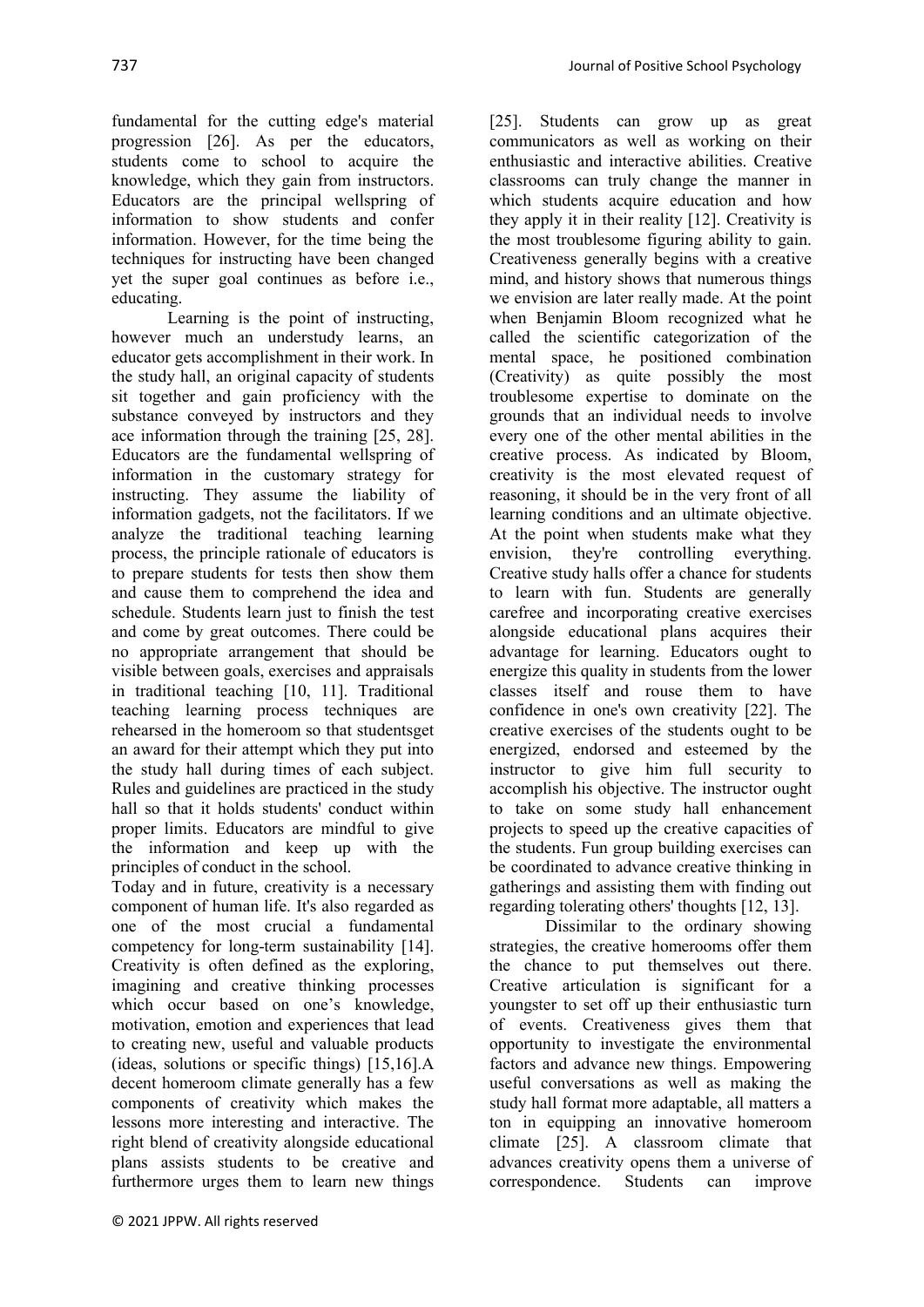fundamental for the cutting edge's material progression [26]. As per the educators, students come to school to acquire the knowledge, which they gain from instructors. Educators are the principal wellspring of information to show students and confer information. However, for the time being the techniques for instructing have been changed yet the super goal continues as before i.e., educating.

Learning is the point of instructing, however much an understudy learns, an educator gets accomplishment in their work. In the study hall, an original capacity of students sit together and gain proficiency with the substance conveyed by instructors and they ace information through the training [25, 28]. Educators are the fundamental wellspring of information in the customary strategy for instructing. They assume the liability of information gadgets, not the facilitators. If we analyze the traditional teaching learning process, the principle rationale of educators is to prepare students for tests then show them and cause them to comprehend the idea and schedule. Students learn just to finish the test and come by great outcomes. There could be no appropriate arrangement that should be visible between goals, exercises and appraisals in traditional teaching [10, 11]. Traditional teaching learning process techniques are rehearsed in the homeroom so that studentsget an award for their attempt which they put into the study hall during times of each subject. Rules and guidelines are practiced in the study hall so that it holds students' conduct within proper limits. Educators are mindful to give the information and keep up with the principles of conduct in the school.

Today and in future, creativity is a necessary component of human life. It's also regarded as one of the most crucial a fundamental competency for long-term sustainability [14]. Creativity is often defined as the exploring, imagining and creative thinking processes which occur based on one's knowledge, motivation, emotion and experiences that lead to creating new, useful and valuable products (ideas, solutions or specific things) [15,16].A decent homeroom climate generally has a few components of creativity which makes the lessons more interesting and interactive. The right blend of creativity alongside educational plans assists students to be creative and furthermore urges them to learn new things [25]. Students can grow up as great communicators as well as working on their enthusiastic and interactive abilities. Creative classrooms can truly change the manner in which students acquire education and how they apply it in their reality [12]. Creativity is the most troublesome figuring ability to gain. Creativeness generally begins with a creative mind, and history shows that numerous things we envision are later really made. At the point when Benjamin Bloom recognized what he called the scientific categorization of the mental space, he positioned combination (Creativity) as quite possibly the most troublesome expertise to dominate on the grounds that an individual needs to involve every one of the other mental abilities in the creative process. As indicated by Bloom, creativity is the most elevated request of reasoning, it should be in the very front of all learning conditions and an ultimate objective. At the point when students make what they envision, they're controlling everything. Creative study halls offer a chance for students to learn with fun. Students are generally carefree and incorporating creative exercises alongside educational plans acquires their advantage for learning. Educators ought to energize this quality in students from the lower classes itself and rouse them to have confidence in one's own creativity [22]. The creative exercises of the students ought to be energized, endorsed and esteemed by the instructor to give him full security to accomplish his objective. The instructor ought to take on some study hall enhancement projects to speed up the creative capacities of the students. Fun group building exercises can be coordinated to advance creative thinking in gatherings and assisting them with finding out regarding tolerating others' thoughts [12, 13].

Dissimilar to the ordinary showing strategies, the creative homerooms offer them the chance to put themselves out there. Creative articulation is significant for a youngster to set off up their enthusiastic turn of events. Creativeness gives them that opportunity to investigate the environmental factors and advance new things. Empowering useful conversations as well as making the study hall format more adaptable, all matters a ton in equipping an innovative homeroom climate [25]. A classroom climate that advances creativity opens them a universe of correspondence. Students can improve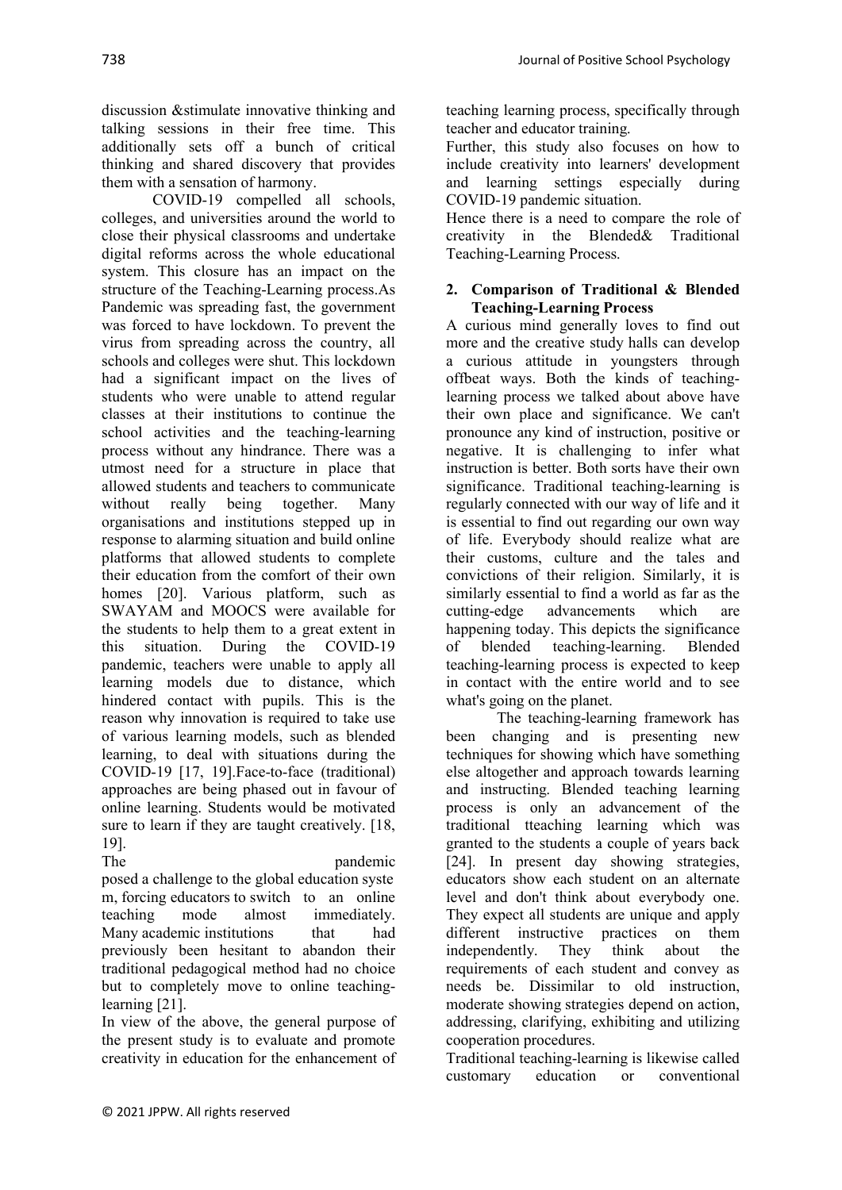discussion &stimulate innovative thinking and talking sessions in their free time. This additionally sets off a bunch of critical thinking and shared discovery that provides them with a sensation of harmony.

COVID-19 compelled all schools, colleges, and universities around the world to close their physical classrooms and undertake digital reforms across the whole educational system. This closure has an impact on the structure of the Teaching-Learning process.As Pandemic was spreading fast, the government was forced to have lockdown. To prevent the virus from spreading across the country, all schools and colleges were shut. This lockdown had a significant impact on the lives of students who were unable to attend regular classes at their institutions to continue the school activities and the teaching-learning process without any hindrance. There was a utmost need for a structure in place that allowed students and teachers to communicate without really being together. Many organisations and institutions stepped up in response to alarming situation and build online platforms that allowed students to complete their education from the comfort of their own homes [20]. Various platform, such as SWAYAM and MOOCS were available for the students to help them to a great extent in this situation. During the COVID-19 pandemic, teachers were unable to apply all learning models due to distance, which hindered contact with pupils. This is the reason why innovation is required to take use of various learning models, such as blended learning, to deal with situations during the COVID-19 [17, 19].Face-to-face (traditional) approaches are being phased out in favour of online learning. Students would be motivated sure to learn if they are taught creatively. [18, 19].

The pandemic posed a challenge to the global education syste m, forcing educators to switch to an online teaching mode almost immediately. Many academic institutions that had previously been hesitant to abandon their traditional pedagogical method had no choice but to completely move to online teaching-learning [21].

In view of the above, the general purpose of the present study is to evaluate and promote creativity in education for the enhancement of teaching learning process, specifically through teacher and educator training.

Further, this study also focuses on how to include creativity into learners' development and learning settings especially during COVID-19 pandemic situation.

Hence there is a need to compare the role of creativity in the Blended& Traditional Teaching-Learning Process.

## 2. Comparison of Traditional & Blended Teaching-Learning Process

A curious mind generally loves to find out more and the creative study halls can develop a curious attitude in youngsters through offbeat ways. Both the kinds of teaching-learning process we talked about above have their own place and significance. We can't pronounce any kind of instruction, positive or negative. It is challenging to infer what instruction is better. Both sorts have their own significance. Traditional teaching-learning is regularly connected with our way of life and it is essential to find out regarding our own way of life. Everybody should realize what are their customs, culture and the tales and convictions of their religion. Similarly, it is similarly essential to find a world as far as the cutting-edge advancements which are happening today. This depicts the significance of blended teaching-learning. Blended teaching-learning process is expected to keep in contact with the entire world and to see what's going on the planet.

The teaching-learning framework has been changing and is presenting new techniques for showing which have something else altogether and approach towards learning and instructing. Blended teaching learning process is only an advancement of the traditional tteaching learning which was granted to the students a couple of years back [24]. In present day showing strategies, educators show each student on an alternate level and don't think about everybody one. They expect all students are unique and apply different instructive practices on them independently. They think about the requirements of each student and convey as needs be. Dissimilar to old instruction, moderate showing strategies depend on action, addressing, clarifying, exhibiting and utilizing cooperation procedures.

Traditional teaching-learning is likewise called customary education or conventional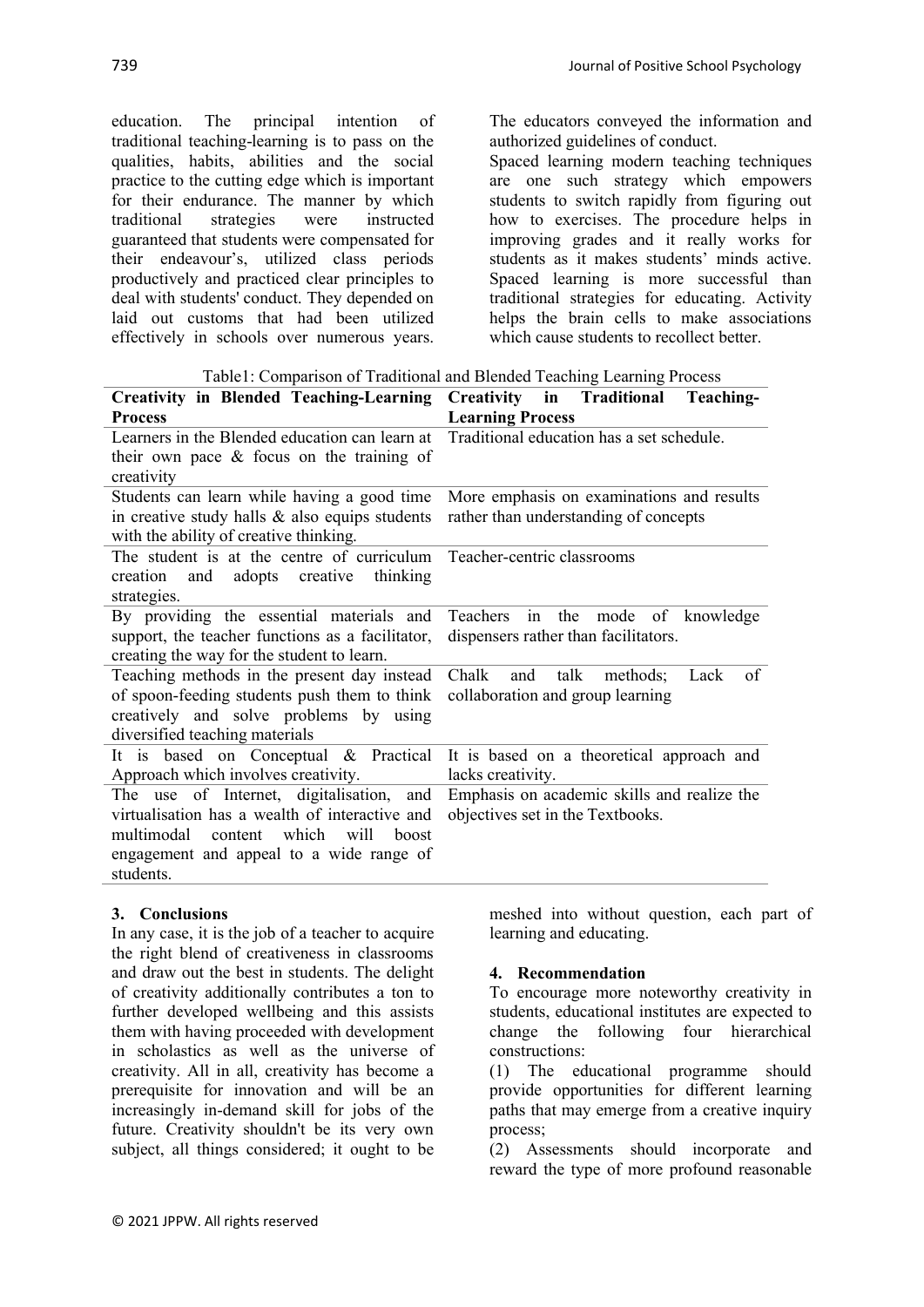education. The principal intention of traditional teaching-learning is to pass on the qualities, habits, abilities and the social practice to the cutting edge which is important for their endurance. The manner by which traditional strategies were instructed guaranteed that students were compensated for their endeavour's, utilized class periods productively and practiced clear principles to deal with students' conduct. They depended on laid out customs that had been utilized effectively in schools over numerous years. The educators conveyed the information and authorized guidelines of conduct.

Spaced learning modern teaching techniques are one such strategy which empowers students to switch rapidly from figuring out how to exercises. The procedure helps in improving grades and it really works for students as it makes students' minds active. Spaced learning is more successful than traditional strategies for educating. Activity helps the brain cells to make associations which cause students to recollect better.

Table1: Comparison of Traditional and Blended Teaching Learning Process

| Creativity in Blended Teaching-Learning Process | Creativity in Traditional Teaching-Learning Process |
|---|---|
| Learners in the Blended education can learn at their own pace & focus on the training of creativity | Traditional education has a set schedule. |
| Students can learn while having a good time in creative study halls & also equips students with the ability of creative thinking. | More emphasis on examinations and results rather than understanding of concepts |
| The student is at the centre of curriculum creation and adopts creative thinking strategies. | Teacher-centric classrooms |
| By providing the essential materials and support, the teacher functions as a facilitator, creating the way for the student to learn. | Teachers in the mode of knowledge dispensers rather than facilitators. |
| Teaching methods in the present day instead of spoon-feeding students push them to think creatively and solve problems by using diversified teaching materials | Chalk and talk methods; Lack of collaboration and group learning |
| It is based on Conceptual & Practical Approach which involves creativity. | It is based on a theoretical approach and lacks creativity. |
| The use of Internet, digitalisation, and virtualisation has a wealth of interactive and multimodal content which will boost engagement and appeal to a wide range of students. | Emphasis on academic skills and realize the objectives set in the Textbooks. |

## 3. Conclusions

In any case, it is the job of a teacher to acquire the right blend of creativeness in classrooms and draw out the best in students. The delight of creativity additionally contributes a ton to further developed wellbeing and this assists them with having proceeded with development in scholastics as well as the universe of creativity. All in all, creativity has become a prerequisite for innovation and will be an increasingly in-demand skill for jobs of the future. Creativity shouldn't be its very own subject, all things considered; it ought to be meshed into without question, each part of learning and educating.

## 4. Recommendation

To encourage more noteworthy creativity in students, educational institutes are expected to change the following four hierarchical constructions:

(1) The educational programme should provide opportunities for different learning paths that may emerge from a creative inquiry process;

(2) Assessments should incorporate and reward the type of more profound reasonable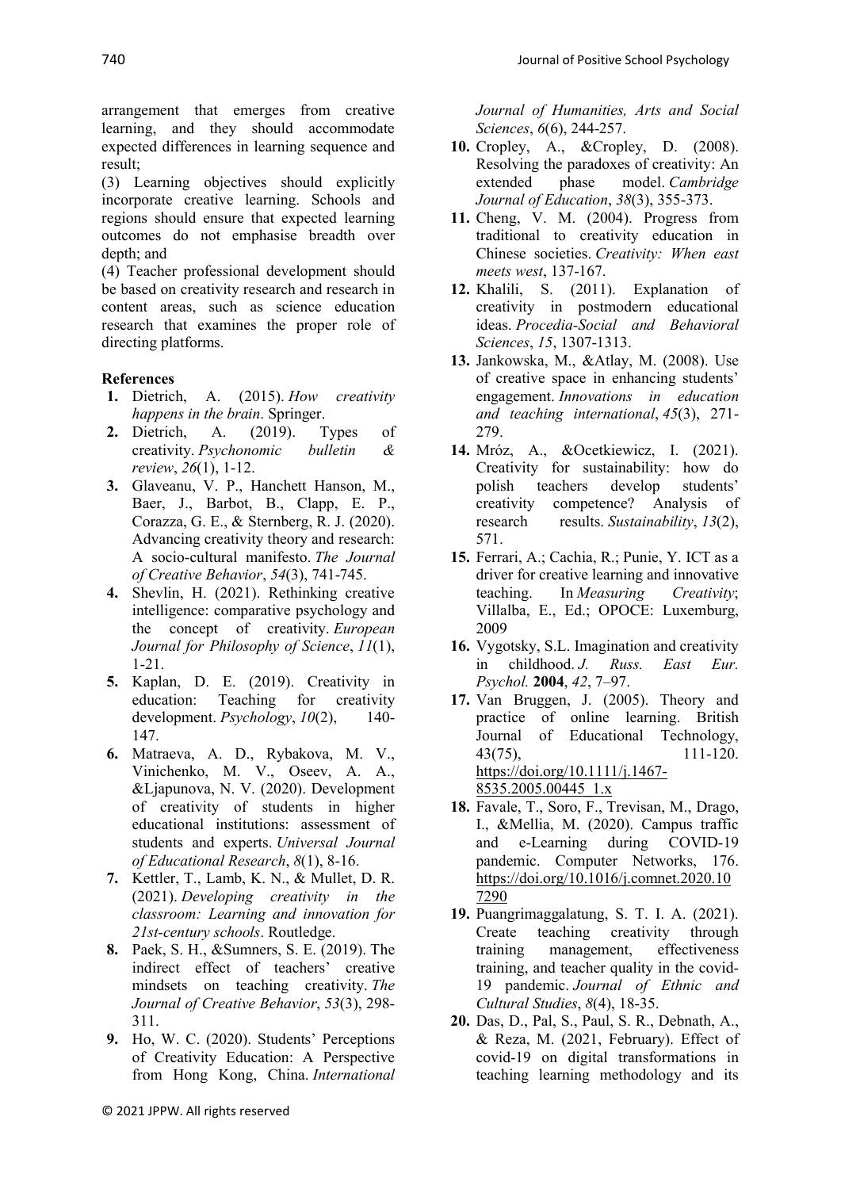arrangement that emerges from creative learning, and they should accommodate expected differences in learning sequence and result;

(3) Learning objectives should explicitly incorporate creative learning. Schools and regions should ensure that expected learning outcomes do not emphasise breadth over depth; and

(4) Teacher professional development should be based on creativity research and research in content areas, such as science education research that examines the proper role of directing platforms.

**References**

1. Dietrich, A. (2015). *How creativity happens in the brain*. Springer.
2. Dietrich, A. (2019). Types of creativity. *Psychonomic bulletin & review*, *26*(1), 1-12.
3. Glaveanu, V. P., Hanchett Hanson, M., Baer, J., Barbot, B., Clapp, E. P., Corazza, G. E., & Sternberg, R. J. (2020). Advancing creativity theory and research: A socio-cultural manifesto. *The Journal of Creative Behavior*, *54*(3), 741-745.
4. Shevlin, H. (2021). Rethinking creative intelligence: comparative psychology and the concept of creativity. *European Journal for Philosophy of Science*, *11*(1), 1-21.
5. Kaplan, D. E. (2019). Creativity in education: Teaching for creativity development. *Psychology*, *10*(2), 140-147.
6. Matraeva, A. D., Rybakova, M. V., Vinichenko, M. V., Oseev, A. A., &Ljapunova, N. V. (2020). Development of creativity of students in higher educational institutions: assessment of students and experts. *Universal Journal of Educational Research*, *8*(1), 8-16.
7. Kettler, T., Lamb, K. N., & Mullet, D. R. (2021). *Developing creativity in the classroom: Learning and innovation for 21st-century schools*. Routledge.
8. Paek, S. H., &Sumners, S. E. (2019). The indirect effect of teachers' creative mindsets on teaching creativity. *The Journal of Creative Behavior*, *53*(3), 298-311.
9. Ho, W. C. (2020). Students' Perceptions of Creativity Education: A Perspective from Hong Kong, China. *International Journal of Humanities, Arts and Social Sciences*, *6*(6), 244-257.
10. Cropley, A., &Cropley, D. (2008). Resolving the paradoxes of creativity: An extended phase model. *Cambridge Journal of Education*, *38*(3), 355-373.
11. Cheng, V. M. (2004). Progress from traditional to creativity education in Chinese societies. *Creativity: When east meets west*, 137-167.
12. Khalili, S. (2011). Explanation of creativity in postmodern educational ideas. *Procedia-Social and Behavioral Sciences*, *15*, 1307-1313.
13. Jankowska, M., &Atlay, M. (2008). Use of creative space in enhancing students' engagement. *Innovations in education and teaching international*, *45*(3), 271-279.
14. Mróz, A., &Ocetkiewicz, I. (2021). Creativity for sustainability: how do polish teachers develop students' creativity competence? Analysis of research results. *Sustainability*, *13*(2), 571.
15. Ferrari, A.; Cachia, R.; Punie, Y. ICT as a driver for creative learning and innovative teaching. In *Measuring Creativity*; Villalba, E., Ed.; OPOCE: Luxemburg, 2009
16. Vygotsky, S.L. Imagination and creativity in childhood. *J. Russ. East Eur. Psychol.* **2004**, *42*, 7–97.
17. Van Bruggen, J. (2005). Theory and practice of online learning. British Journal of Educational Technology, 43(75), 111-120. https://doi.org/10.1111/j.1467-8535.2005.00445_1.x
18. Favale, T., Soro, F., Trevisan, M., Drago, I., &Mellia, M. (2020). Campus traffic and e-Learning during COVID-19 pandemic. Computer Networks, 176. https://doi.org/10.1016/j.comnet.2020.107290
19. Puangrimaggalatung, S. T. I. A. (2021). Create teaching creativity through training management, effectiveness training, and teacher quality in the covid-19 pandemic. *Journal of Ethnic and Cultural Studies*, *8*(4), 18-35.
20. Das, D., Pal, S., Paul, S. R., Debnath, A., & Reza, M. (2021, February). Effect of covid-19 on digital transformations in teaching learning methodology and its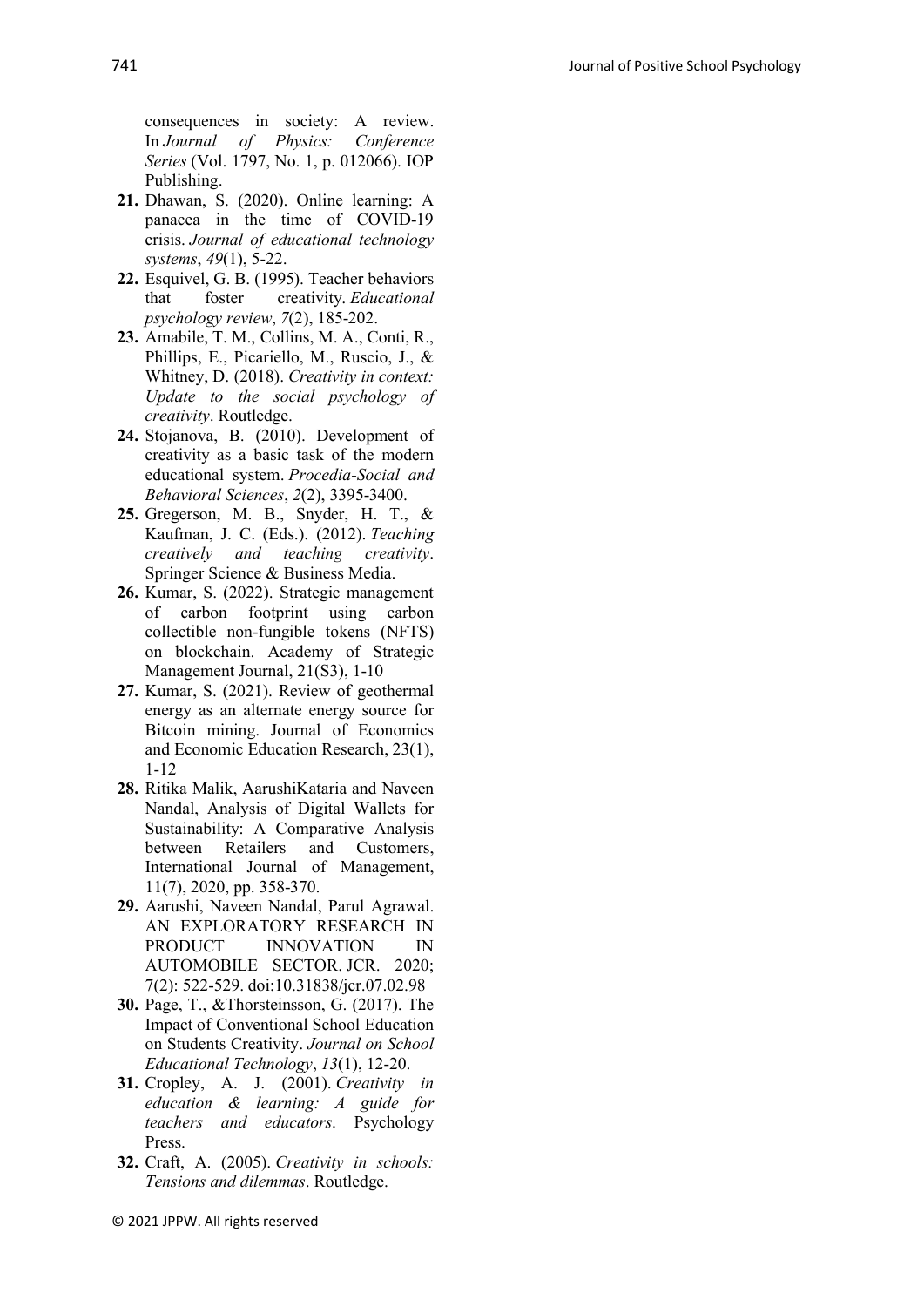consequences in society: A review. In *Journal of Physics: Conference Series* (Vol. 1797, No. 1, p. 012066). IOP Publishing.

21. Dhawan, S. (2020). Online learning: A panacea in the time of COVID-19 crisis. *Journal of educational technology systems*, *49*(1), 5-22.
22. Esquivel, G. B. (1995). Teacher behaviors that foster creativity. *Educational psychology review*, *7*(2), 185-202.
23. Amabile, T. M., Collins, M. A., Conti, R., Phillips, E., Picariello, M., Ruscio, J., & Whitney, D. (2018). *Creativity in context: Update to the social psychology of creativity*. Routledge.
24. Stojanova, B. (2010). Development of creativity as a basic task of the modern educational system. *Procedia-Social and Behavioral Sciences*, *2*(2), 3395-3400.
25. Gregerson, M. B., Snyder, H. T., & Kaufman, J. C. (Eds.). (2012). *Teaching creatively and teaching creativity*. Springer Science & Business Media.
26. Kumar, S. (2022). Strategic management of carbon footprint using carbon collectible non-fungible tokens (NFTS) on blockchain. Academy of Strategic Management Journal, 21(S3), 1-10
27. Kumar, S. (2021). Review of geothermal energy as an alternate energy source for Bitcoin mining. Journal of Economics and Economic Education Research, 23(1), 1-12
28. Ritika Malik, AarushiKataria and Naveen Nandal, Analysis of Digital Wallets for Sustainability: A Comparative Analysis between Retailers and Customers, International Journal of Management, 11(7), 2020, pp. 358-370.
29. Aarushi, Naveen Nandal, Parul Agrawal. AN EXPLORATORY RESEARCH IN PRODUCT INNOVATION IN AUTOMOBILE SECTOR. JCR. 2020; 7(2): 522-529. doi:10.31838/jcr.07.02.98
30. Page, T., &Thorsteinsson, G. (2017). The Impact of Conventional School Education on Students Creativity. *Journal on School Educational Technology*, *13*(1), 12-20.
31. Cropley, A. J. (2001). *Creativity in education & learning: A guide for teachers and educators*. Psychology Press.
32. Craft, A. (2005). *Creativity in schools: Tensions and dilemmas*. Routledge.